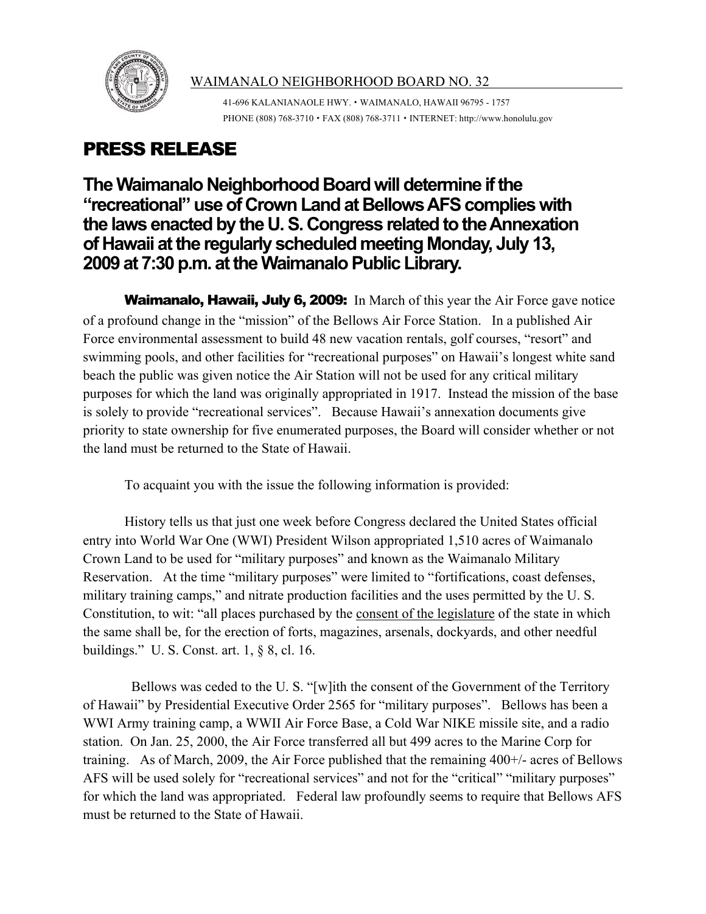WAIMANALO NEIGHBORHOOD BOARD NO. 32

41-696 KALANIANAOLE HWY. • WAIMANALO, HAWAII 96795 - 1757
PHONE (808) 768-3710 • FAX (808) 768-3711 • INTERNET: http://www.honolulu.gov

# PRESS RELEASE

## The Waimanalo Neighborhood Board will determine if the "recreational" use of Crown Land at Bellows AFS complies with the laws enacted by the U. S. Congress related to the Annexation of Hawaii at the regularly scheduled meeting Monday, July 13, 2009 at 7:30 p.m. at the Waimanalo Public Library.

**Waimanalo, Hawaii, July 6, 2009:** In March of this year the Air Force gave notice of a profound change in the "mission" of the Bellows Air Force Station. In a published Air Force environmental assessment to build 48 new vacation rentals, golf courses, "resort" and swimming pools, and other facilities for "recreational purposes" on Hawaii's longest white sand beach the public was given notice the Air Station will not be used for any critical military purposes for which the land was originally appropriated in 1917. Instead the mission of the base is solely to provide "recreational services". Because Hawaii's annexation documents give priority to state ownership for five enumerated purposes, the Board will consider whether or not the land must be returned to the State of Hawaii.

To acquaint you with the issue the following information is provided:

History tells us that just one week before Congress declared the United States official entry into World War One (WWI) President Wilson appropriated 1,510 acres of Waimanalo Crown Land to be used for "military purposes" and known as the Waimanalo Military Reservation. At the time "military purposes" were limited to "fortifications, coast defenses, military training camps," and nitrate production facilities and the uses permitted by the U. S. Constitution, to wit: "all places purchased by the consent of the legislature of the state in which the same shall be, for the erection of forts, magazines, arsenals, dockyards, and other needful buildings." U. S. Const. art. 1, § 8, cl. 16.

Bellows was ceded to the U. S. "[w]ith the consent of the Government of the Territory of Hawaii" by Presidential Executive Order 2565 for "military purposes". Bellows has been a WWI Army training camp, a WWII Air Force Base, a Cold War NIKE missile site, and a radio station. On Jan. 25, 2000, the Air Force transferred all but 499 acres to the Marine Corp for training. As of March, 2009, the Air Force published that the remaining 400+/- acres of Bellows AFS will be used solely for "recreational services" and not for the "critical" "military purposes" for which the land was appropriated. Federal law profoundly seems to require that Bellows AFS must be returned to the State of Hawaii.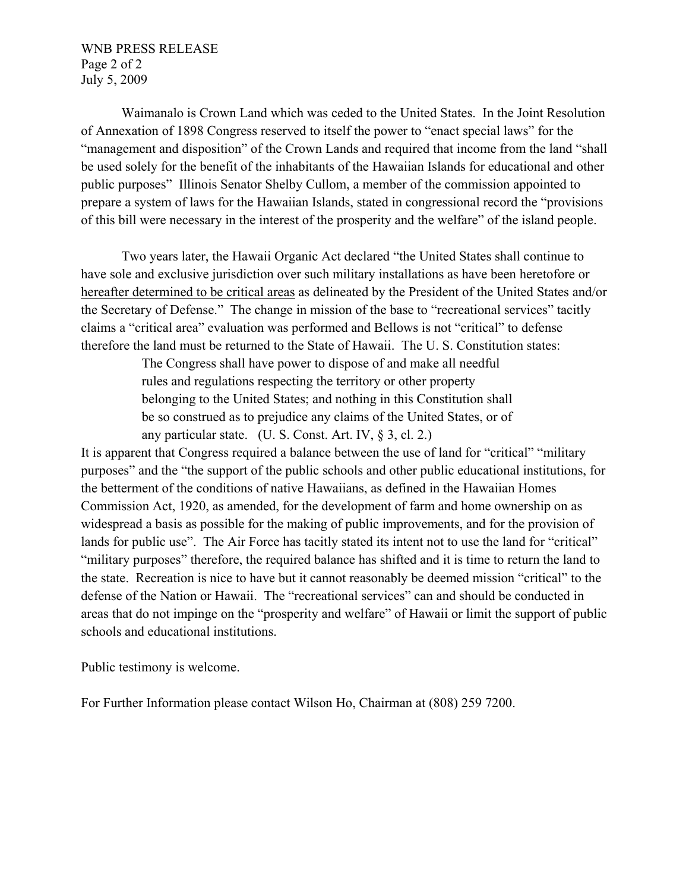Waimanalo is Crown Land which was ceded to the United States. In the Joint Resolution of Annexation of 1898 Congress reserved to itself the power to "enact special laws" for the "management and disposition" of the Crown Lands and required that income from the land "shall be used solely for the benefit of the inhabitants of the Hawaiian Islands for educational and other public purposes" Illinois Senator Shelby Cullom, a member of the commission appointed to prepare a system of laws for the Hawaiian Islands, stated in congressional record the "provisions of this bill were necessary in the interest of the prosperity and the welfare" of the island people.

Two years later, the Hawaii Organic Act declared "the United States shall continue to have sole and exclusive jurisdiction over such military installations as have been heretofore or <u>hereafter determined to be critical areas</u> as delineated by the President of the United States and/or the Secretary of Defense." The change in mission of the base to "recreational services" tacitly claims a "critical area" evaluation was performed and Bellows is not "critical" to defense therefore the land must be returned to the State of Hawaii. The U. S. Constitution states:

> The Congress shall have power to dispose of and make all needful rules and regulations respecting the territory or other property belonging to the United States; and nothing in this Constitution shall be so construed as to prejudice any claims of the United States, or of any particular state. (U. S. Const. Art. IV, § 3, cl. 2.)

It is apparent that Congress required a balance between the use of land for "critical" "military purposes" and the "the support of the public schools and other public educational institutions, for the betterment of the conditions of native Hawaiians, as defined in the Hawaiian Homes Commission Act, 1920, as amended, for the development of farm and home ownership on as widespread a basis as possible for the making of public improvements, and for the provision of lands for public use". The Air Force has tacitly stated its intent not to use the land for "critical" "military purposes" therefore, the required balance has shifted and it is time to return the land to the state. Recreation is nice to have but it cannot reasonably be deemed mission "critical" to the defense of the Nation or Hawaii. The "recreational services" can and should be conducted in areas that do not impinge on the "prosperity and welfare" of Hawaii or limit the support of public schools and educational institutions.

Public testimony is welcome.

For Further Information please contact Wilson Ho, Chairman at (808) 259 7200.